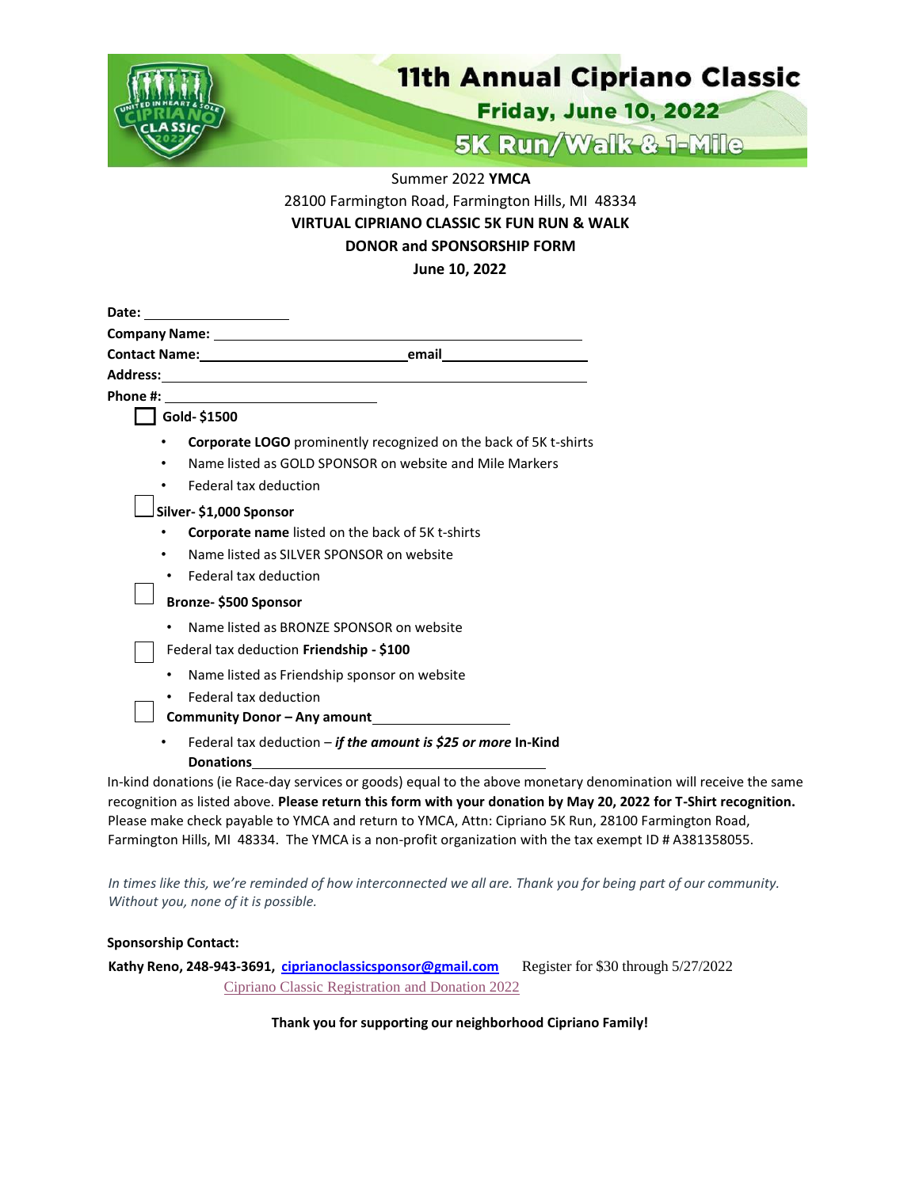# 11th Annual Cipriano Classic

## Friday, June 10, 2022

## 5K Run/Walk & 1-Mile

Summer 2022 **YMCA**

28100 Farmington Road, Farmington Hills, MI 48334

**VIRTUAL CIPRIANO CLASSIC 5K FUN RUN & WALK**

**DONOR and SPONSORSHIP FORM**

**June 10, 2022**

**Date:** ____________________

**Company Name:** ______________________________________________

**Contact Name:** ____________________________ **email** ____________________

**Address:** ______________________________________________________

**Phone #:** ______________________________

☐ **Gold- $1500**

- **Corporate LOGO** prominently recognized on the back of 5K t-shirts
- Name listed as GOLD SPONSOR on website and Mile Markers
- Federal tax deduction

☐ **Silver- $1,000 Sponsor**

- **Corporate name** listed on the back of 5K t-shirts
- Name listed as SILVER SPONSOR on website
- Federal tax deduction

☐ **Bronze- $500 Sponsor**

- Name listed as BRONZE SPONSOR on website

☐ Federal tax deduction **Friendship - $100**

- Name listed as Friendship sponsor on website
- Federal tax deduction

☐ **Community Donor – Any amount** ____________________

- Federal tax deduction – ***if the amount is $25 or more*** **In-Kind Donations** ________________________________________

In-kind donations (ie Race-day services or goods) equal to the above monetary denomination will receive the same recognition as listed above. **Please return this form with your donation by May 20, 2022 for T-Shirt recognition.** Please make check payable to YMCA and return to YMCA, Attn: Cipriano 5K Run, 28100 Farmington Road, Farmington Hills, MI 48334. The YMCA is a non-profit organization with the tax exempt ID # A381358055.

*In times like this, we're reminded of how interconnected we all are. Thank you for being part of our community. Without you, none of it is possible.*

**Sponsorship Contact:**

**Kathy Reno, 248-943-3691, ciprianoclassicsponsor@gmail.com** Register for $30 through 5/27/2022

Cipriano Classic Registration and Donation 2022

**Thank you for supporting our neighborhood Cipriano Family!**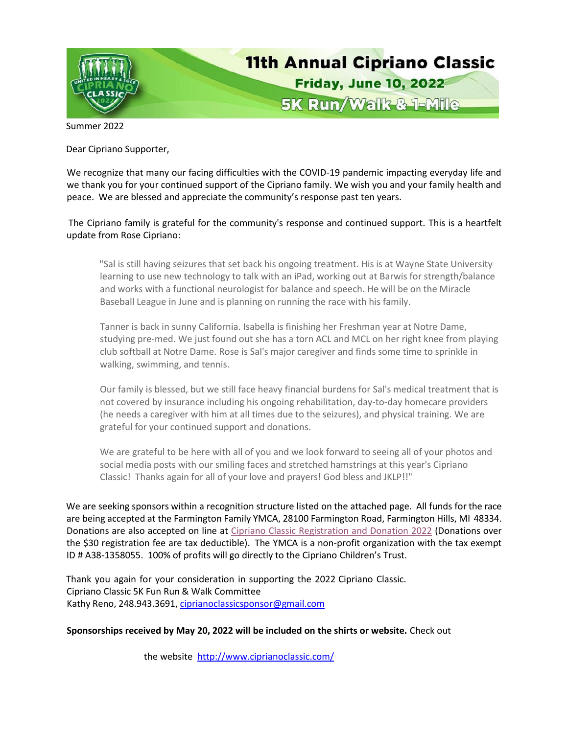# 11th Annual Cipriano Classic

**Friday, June 10, 2022**

**5K Run/Walk & 1-Mile**

Summer 2022

Dear Cipriano Supporter,

We recognize that many our facing difficulties with the COVID-19 pandemic impacting everyday life and we thank you for your continued support of the Cipriano family. We wish you and your family health and peace. We are blessed and appreciate the community's response past ten years.

The Cipriano family is grateful for the community's response and continued support. This is a heartfelt update from Rose Cipriano:

> "Sal is still having seizures that set back his ongoing treatment. His is at Wayne State University learning to use new technology to talk with an iPad, working out at Barwis for strength/balance and works with a functional neurologist for balance and speech. He will be on the Miracle Baseball League in June and is planning on running the race with his family.
>
> Tanner is back in sunny California. Isabella is finishing her Freshman year at Notre Dame, studying pre-med. We just found out she has a torn ACL and MCL on her right knee from playing club softball at Notre Dame. Rose is Sal's major caregiver and finds some time to sprinkle in walking, swimming, and tennis.
>
> Our family is blessed, but we still face heavy financial burdens for Sal's medical treatment that is not covered by insurance including his ongoing rehabilitation, day-to-day homecare providers (he needs a caregiver with him at all times due to the seizures), and physical training. We are grateful for your continued support and donations.
>
> We are grateful to be here with all of you and we look forward to seeing all of your photos and social media posts with our smiling faces and stretched hamstrings at this year's Cipriano Classic! Thanks again for all of your love and prayers! God bless and JKLP!!"

We are seeking sponsors within a recognition structure listed on the attached page. All funds for the race are being accepted at the Farmington Family YMCA, 28100 Farmington Road, Farmington Hills, MI 48334. Donations are also accepted on line at Cipriano Classic Registration and Donation 2022 (Donations over the $30 registration fee are tax deductible). The YMCA is a non-profit organization with the tax exempt ID # A38-1358055. 100% of profits will go directly to the Cipriano Children's Trust.

Thank you again for your consideration in supporting the 2022 Cipriano Classic.
Cipriano Classic 5K Fun Run & Walk Committee
Kathy Reno, 248.943.3691, ciprianoclassicsponsor@gmail.com

**Sponsorships received by May 20, 2022 will be included on the shirts or website.** Check out the website http://www.ciprianoclassic.com/